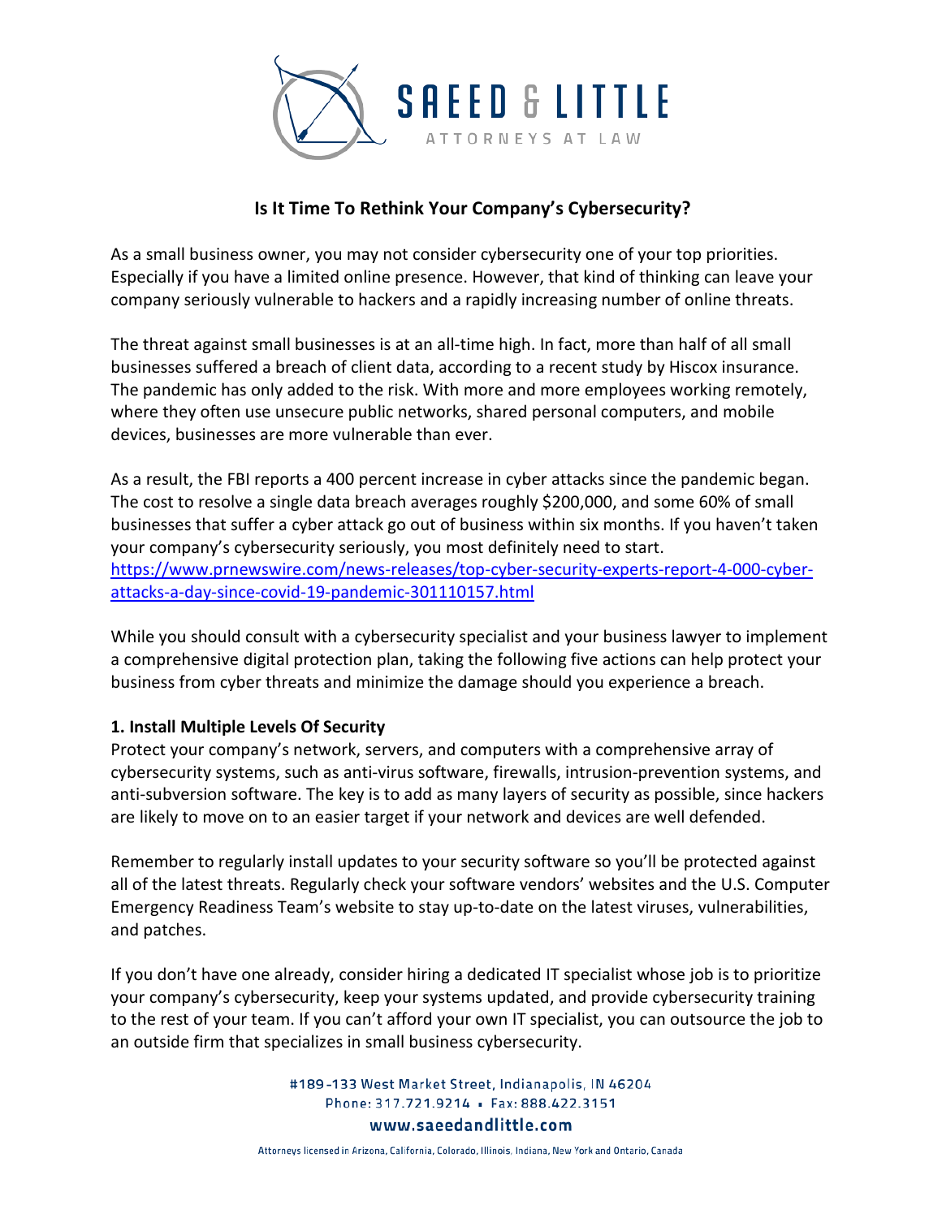## Is It Time To Rethink Your Company's Cybersecurity?

As a small business owner, you may not consider cybersecurity one of your top priorities. Especially if you have a limited online presence. However, that kind of thinking can leave your company seriously vulnerable to hackers and a rapidly increasing number of online threats.

The threat against small businesses is at an all-time high. In fact, more than half of all small businesses suffered a breach of client data, according to a recent study by Hiscox insurance. The pandemic has only added to the risk. With more and more employees working remotely, where they often use unsecure public networks, shared personal computers, and mobile devices, businesses are more vulnerable than ever.

As a result, the FBI reports a 400 percent increase in cyber attacks since the pandemic began. The cost to resolve a single data breach averages roughly $200,000, and some 60% of small businesses that suffer a cyber attack go out of business within six months. If you haven't taken your company's cybersecurity seriously, you most definitely need to start.
https://www.prnewswire.com/news-releases/top-cyber-security-experts-report-4-000-cyber-attacks-a-day-since-covid-19-pandemic-301110157.html

While you should consult with a cybersecurity specialist and your business lawyer to implement a comprehensive digital protection plan, taking the following five actions can help protect your business from cyber threats and minimize the damage should you experience a breach.

**1. Install Multiple Levels Of Security**

Protect your company's network, servers, and computers with a comprehensive array of cybersecurity systems, such as anti-virus software, firewalls, intrusion-prevention systems, and anti-subversion software. The key is to add as many layers of security as possible, since hackers are likely to move on to an easier target if your network and devices are well defended.

Remember to regularly install updates to your security software so you'll be protected against all of the latest threats. Regularly check your software vendors' websites and the U.S. Computer Emergency Readiness Team's website to stay up-to-date on the latest viruses, vulnerabilities, and patches.

If you don't have one already, consider hiring a dedicated IT specialist whose job is to prioritize your company's cybersecurity, keep your systems updated, and provide cybersecurity training to the rest of your team. If you can't afford your own IT specialist, you can outsource the job to an outside firm that specializes in small business cybersecurity.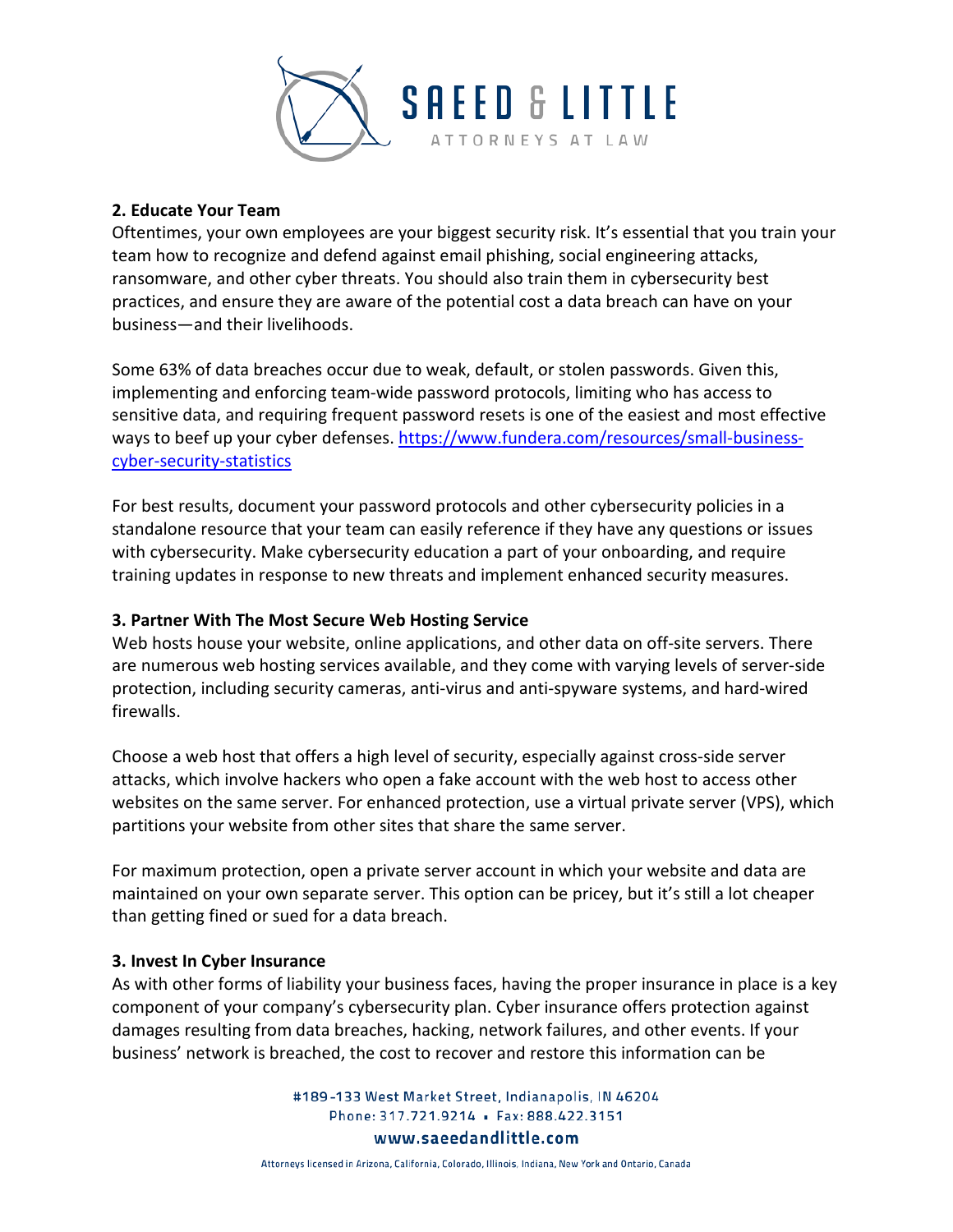**2. Educate Your Team**
Oftentimes, your own employees are your biggest security risk. It's essential that you train your team how to recognize and defend against email phishing, social engineering attacks, ransomware, and other cyber threats. You should also train them in cybersecurity best practices, and ensure they are aware of the potential cost a data breach can have on your business—and their livelihoods.

Some 63% of data breaches occur due to weak, default, or stolen passwords. Given this, implementing and enforcing team-wide password protocols, limiting who has access to sensitive data, and requiring frequent password resets is one of the easiest and most effective ways to beef up your cyber defenses. [https://www.fundera.com/resources/small-business-cyber-security-statistics](https://www.fundera.com/resources/small-business-cyber-security-statistics)

For best results, document your password protocols and other cybersecurity policies in a standalone resource that your team can easily reference if they have any questions or issues with cybersecurity. Make cybersecurity education a part of your onboarding, and require training updates in response to new threats and implement enhanced security measures.

**3. Partner With The Most Secure Web Hosting Service**
Web hosts house your website, online applications, and other data on off-site servers. There are numerous web hosting services available, and they come with varying levels of server-side protection, including security cameras, anti-virus and anti-spyware systems, and hard-wired firewalls.

Choose a web host that offers a high level of security, especially against cross-side server attacks, which involve hackers who open a fake account with the web host to access other websites on the same server. For enhanced protection, use a virtual private server (VPS), which partitions your website from other sites that share the same server.

For maximum protection, open a private server account in which your website and data are maintained on your own separate server. This option can be pricey, but it's still a lot cheaper than getting fined or sued for a data breach.

**3. Invest In Cyber Insurance**
As with other forms of liability your business faces, having the proper insurance in place is a key component of your company's cybersecurity plan. Cyber insurance offers protection against damages resulting from data breaches, hacking, network failures, and other events. If your business' network is breached, the cost to recover and restore this information can be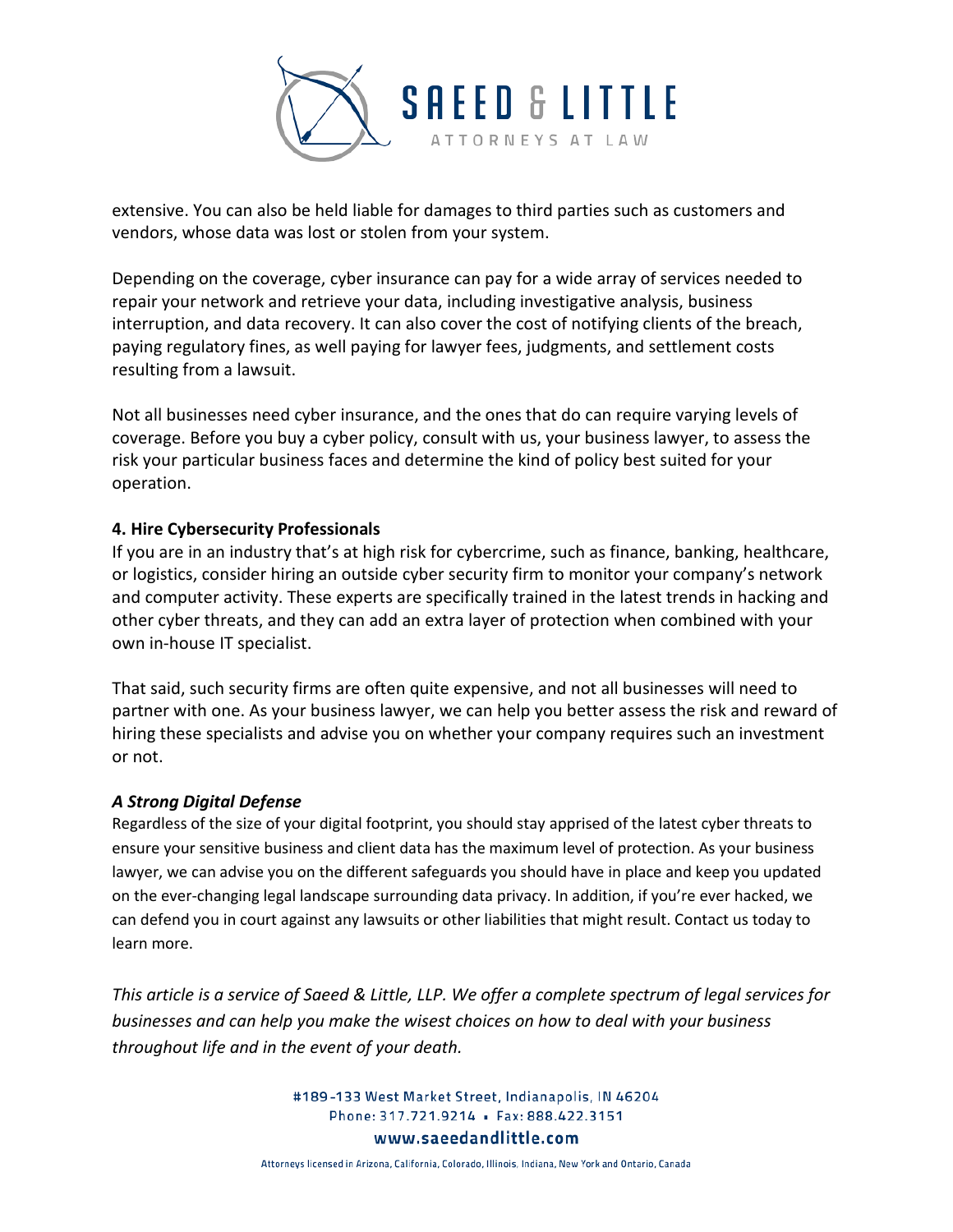extensive. You can also be held liable for damages to third parties such as customers and vendors, whose data was lost or stolen from your system.

Depending on the coverage, cyber insurance can pay for a wide array of services needed to repair your network and retrieve your data, including investigative analysis, business interruption, and data recovery. It can also cover the cost of notifying clients of the breach, paying regulatory fines, as well paying for lawyer fees, judgments, and settlement costs resulting from a lawsuit.

Not all businesses need cyber insurance, and the ones that do can require varying levels of coverage. Before you buy a cyber policy, consult with us, your business lawyer, to assess the risk your particular business faces and determine the kind of policy best suited for your operation.

**4. Hire Cybersecurity Professionals**

If you are in an industry that's at high risk for cybercrime, such as finance, banking, healthcare, or logistics, consider hiring an outside cyber security firm to monitor your company's network and computer activity. These experts are specifically trained in the latest trends in hacking and other cyber threats, and they can add an extra layer of protection when combined with your own in-house IT specialist.

That said, such security firms are often quite expensive, and not all businesses will need to partner with one. As your business lawyer, we can help you better assess the risk and reward of hiring these specialists and advise you on whether your company requires such an investment or not.

***A Strong Digital Defense***

Regardless of the size of your digital footprint, you should stay apprised of the latest cyber threats to ensure your sensitive business and client data has the maximum level of protection. As your business lawyer, we can advise you on the different safeguards you should have in place and keep you updated on the ever-changing legal landscape surrounding data privacy. In addition, if you're ever hacked, we can defend you in court against any lawsuits or other liabilities that might result. Contact us today to learn more.

*This article is a service of Saeed & Little, LLP. We offer a complete spectrum of legal services for businesses and can help you make the wisest choices on how to deal with your business throughout life and in the event of your death.*

#189-133 West Market Street, Indianapolis, IN 46204
Phone: 317.721.9214 ▪ Fax: 888.422.3151
www.saeedandlittle.com

Attorneys licensed in Arizona, California, Colorado, Illinois, Indiana, New York and Ontario, Canada